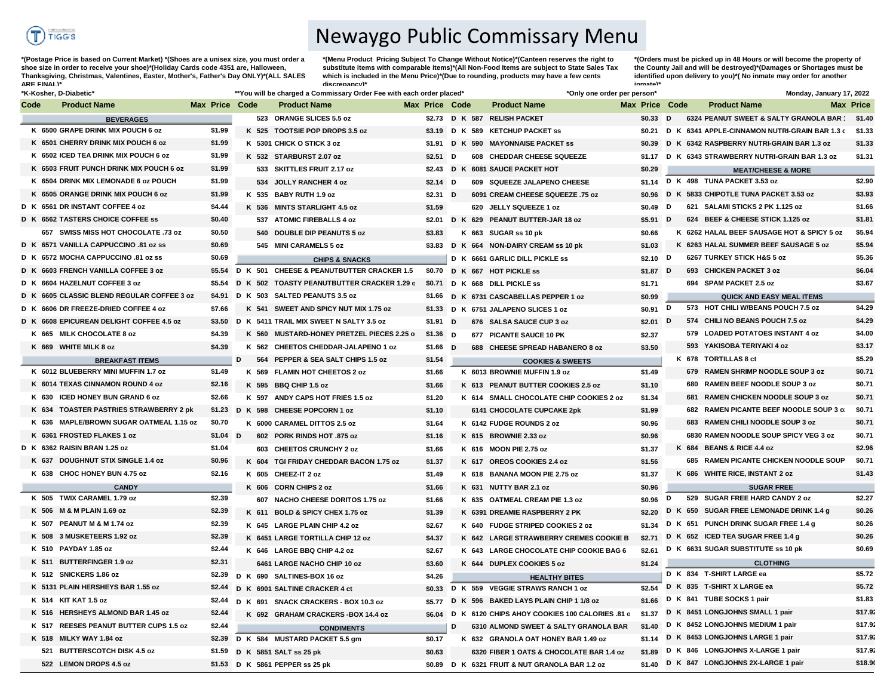# Newaygo Public Commissary Menu

TIGG'S

*(Postage Price is based on Current Market) *(Shoes are a unisex size, you must order a shoe size in order to receive your shoe)*(Holiday Cards code 4351 are, Halloween, Thanksgiving, Christmas, Valentines, Easter, Mother's, Father's Day ONLY)*(ALL SALES ARE FINAL)*

*(Menu Product Pricing Subject To Change Without Notice)*(Canteen reserves the right to substitute items with comparable items)*(All Non-Food Items are subject to State Sales Tax which is included in the Menu Price)*(Due to rounding, products may have a few cents discrepancy)*

*(Orders must be picked up in 48 Hours or will become the property of the County Jail and will be destroyed)*(Damages or Shortages must be identified upon delivery to you)*( No inmate may order for another inmate)*

*K-Kosher, D-Diabetic*

**You will be charged a Commissary Order Fee with each order placed*

*Only one order per person*

Monday, January 17, 2022

| Code | Product Name | Max | Price |
|---|---|---|---|
| | **BEVERAGES** | | |
| K 6500 | GRAPE DRINK MIX POUCH 6 oz | | $1.99 |
| K 6501 | CHERRY DRINK MIX POUCH 6 oz | | $1.99 |
| K 6502 | ICED TEA DRINK MIX POUCH 6 oz | | $1.99 |
| K 6503 | FRUIT PUNCH DRINK MIX POUCH 6 oz | | $1.99 |
| K 6504 | DRINK MIX LEMONADE 6 oz POUCH | | $1.99 |
| K 6505 | ORANGE DRINK MIX POUCH 6 oz | | $1.99 |
| D K 6561 | DR INSTANT COFFEE 4 oz | | $4.44 |
| D K 6562 | TASTERS CHOICE COFFEE ss | | $0.40 |
| 657 | SWISS MISS HOT CHOCOLATE .73 oz | | $0.50 |
| D K 6571 | VANILLA CAPPUCCINO .81 oz ss | | $0.69 |
| D K 6572 | MOCHA CAPPUCCINO .81 oz ss | | $0.69 |
| D K 6603 | FRENCH VANILLA COFFEE 3 oz | | $5.54 |
| D K 6604 | HAZELNUT COFFEE 3 oz | | $5.54 |
| D K 6605 | CLASSIC BLEND REGULAR COFFEE 3 oz | | $4.91 |
| D K 6606 | DR FREEZE-DRIED COFFEE 4 oz | | $7.66 |
| D K 6608 | EPICUREAN DELIGHT COFFEE 4.5 oz | | $3.50 |
| K 665 | MILK CHOCOLATE 8 oz | | $4.39 |
| K 669 | WHITE MILK 8 oz | | $4.39 |
| | **BREAKFAST ITEMS** | | |
| K 6012 | BLUEBERRY MINI MUFFIN 1.7 oz | | $1.49 |
| K 6014 | TEXAS CINNAMON ROUND 4 oz | | $2.16 |
| K 630 | ICED HONEY BUN GRAND 6 oz | | $2.66 |
| K 634 | TOASTER PASTRIES STRAWBERRY 2 pk | | $1.23 |
| K 636 | MAPLE/BROWN SUGAR OATMEAL 1.15 oz | | $0.70 |
| K 6361 | FROSTED FLAKES 1 oz | | $1.04 |
| D K 6362 | RAISIN BRAN 1.25 oz | | $1.04 |
| K 637 | DOUGHNUT STIX SINGLE 1.4 oz | | $0.96 |
| K 638 | CHOC HONEY BUN 4.75 oz | | $2.16 |
| | **CANDY** | | |
| K 505 | TWIX CARAMEL 1.79 oz | | $2.39 |
| K 506 | M & M PLAIN 1.69 oz | | $2.39 |
| K 507 | PEANUT M & M 1.74 oz | | $2.39 |
| K 508 | 3 MUSKETEERS 1.92 oz | | $2.39 |
| K 510 | PAYDAY 1.85 oz | | $2.44 |
| K 511 | BUTTERFINGER 1.9 oz | | $2.31 |
| K 512 | SNICKERS 1.86 oz | | $2.39 |
| K 5131 | PLAIN HERSHEYS BAR 1.55 oz | | $2.44 |
| K 514 | KIT KAT 1.5 oz | | $2.44 |
| K 516 | HERSHEYS ALMOND BAR 1.45 oz | | $2.44 |
| K 517 | REESES PEANUT BUTTER CUPS 1.5 oz | | $2.44 |
| K 518 | MILKY WAY 1.84 oz | | $2.39 |
| 521 | BUTTERSCOTCH DISK 4.5 oz | | $1.59 |
| 522 | LEMON DROPS 4.5 oz | | $1.53 |
| 523 | ORANGE SLICES 5.5 oz | | $2.73 |
| K 525 | TOOTSIE POP DROPS 3.5 oz | | $3.19 |
| K 5301 | CHICK O STICK 3 oz | | $1.91 |
| K 532 | STARBURST 2.07 oz | | $2.51 |
| 533 | SKITTLES FRUIT 2.17 oz | | $2.43 |
| 534 | JOLLY RANCHER 4 oz | | $2.14 |
| K 535 | BABY RUTH 1.9 oz | | $2.31 |
| K 536 | MINTS STARLIGHT 4.5 oz | | $1.59 |
| 537 | ATOMIC FIREBALLS 4 oz | | $2.01 |
| 540 | DOUBLE DIP PEANUTS 5 oz | | $3.83 |
| 545 | MINI CARAMELS 5 oz | | $3.83 |
| | **CHIPS & SNACKS** | | |
| D K 501 | CHEESE & PEANUTBUTTER CRACKER 1.5 | | $0.70 |
| D K 502 | TOASTY PEANUTBUTTER CRACKER 1.29 o | | $0.71 |
| D K 503 | SALTED PEANUTS 3.5 oz | | $1.66 |
| K 541 | SWEET AND SPICY NUT MIX 1.75 oz | | $1.33 |
| D K 5411 | TRAIL MIX SWEET N SALTY 3.5 oz | | $1.91 |
| K 560 | MUSTARD-HONEY PRETZEL PIECES 2.25 o | | $1.36 |
| K 562 | CHEETOS CHEDDAR-JALAPENO 1 oz | | $1.66 |
| D 564 | PEPPER & SEA SALT CHIPS 1.5 oz | | $1.54 |
| K 569 | FLAMIN HOT CHEETOS 2 oz | | $1.66 |
| K 595 | BBQ CHIP 1.5 oz | | $1.66 |
| K 597 | ANDY CAPS HOT FRIES 1.5 oz | | $1.20 |
| D K 598 | CHEESE POPCORN 1 oz | | $1.10 |
| K 6000 | CARAMEL DITTOS 2.5 oz | | $1.64 |
| D 602 | PORK RINDS HOT .875 oz | | $1.16 |
| 603 | CHEETOS CRUNCHY 2 oz | | $1.66 |
| K 604 | TGI FRIDAY CHEDDAR BACON 1.75 oz | | $1.37 |
| K 605 | CHEEZ-IT 2 oz | | $1.49 |
| K 606 | CORN CHIPS 2 oz | | $1.66 |
| 607 | NACHO CHEESE DORITOS 1.75 oz | | $1.66 |
| K 611 | BOLD & SPICY CHEX 1.75 oz | | $1.39 |
| K 645 | LARGE PLAIN CHIP 4.2 oz | | $2.67 |
| K 6451 | LARGE TORTILLA CHIP 12 oz | | $4.37 |
| K 646 | LARGE BBQ CHIP 4.2 oz | | $2.67 |
| 6461 | LARGE NACHO CHIP 10 oz | | $3.60 |
| D K 690 | SALTINES-BOX 16 oz | | $4.26 |
| D K 6901 | SALTINE CRACKER 4 ct | | $0.33 |
| D K 691 | SNACK CRACKERS - BOX 10.3 oz | | $5.77 |
| K 692 | GRAHAM CRACKERS -BOX 14.4 oz | | $6.04 |
| | **CONDIMENTS** | | |
| D K 584 | MUSTARD PACKET 5.5 gm | | $0.17 |
| D K 5851 | SALT ss 25 pk | | $0.63 |
| D K 5861 | PEPPER ss 25 pk | | $0.89 |
| D K 587 | RELISH PACKET | | $0.33 |
| D K 589 | KETCHUP PACKET ss | | $0.21 |
| D K 590 | MAYONNAISE PACKET ss | | $0.39 |
| D 608 | CHEDDAR CHEESE SQUEEZE | | $1.17 |
| D K 6081 | SAUCE PACKET HOT | | $0.29 |
| D 609 | SQUEEZE JALAPENO CHEESE | | $1.14 |
| D 6091 | CREAM CHEESE SQUEEZE .75 oz | | $0.96 |
| 620 | JELLY SQUEEZE 1 oz | | $0.49 |
| D K 629 | PEANUT BUTTER-JAR 18 oz | | $5.91 |
| K 663 | SUGAR ss 10 pk | | $0.66 |
| D K 664 | NON-DAIRY CREAM ss 10 pk | | $1.03 |
| D K 6661 | GARLIC DILL PICKLE ss | | $2.10 |
| D K 667 | HOT PICKLE ss | | $1.87 |
| D K 668 | DILL PICKLE ss | | $1.71 |
| D K 6731 | CASCABELLAS PEPPER 1 oz | | $0.99 |
| D K 6751 | JALAPENO SLICES 1 oz | | $0.91 |
| D 676 | SALSA SAUCE CUP 3 oz | | $2.01 |
| D 677 | PICANTE SAUCE 10 PK | | $2.37 |
| D 688 | CHEESE SPREAD HABANERO 8 oz | | $3.50 |
| | **COOKIES & SWEETS** | | |
| K 6013 | BROWNIE MUFFIN 1.9 oz | | $1.49 |
| K 613 | PEANUT BUTTER COOKIES 2.5 oz | | $1.10 |
| K 614 | SMALL CHOCOLATE CHIP COOKIES 2 oz | | $1.34 |
| 6141 | CHOCOLATE CUPCAKE 2pk | | $1.99 |
| K 6142 | FUDGE ROUNDS 2 oz | | $0.96 |
| K 615 | BROWNIE 2.33 oz | | $0.96 |
| K 616 | MOON PIE 2.75 oz | | $1.37 |
| K 617 | OREOS COOKIES 2.4 oz | | $1.56 |
| K 618 | BANANA MOON PIE 2.75 oz | | $1.37 |
| K 631 | NUTTY BAR 2.1 oz | | $0.96 |
| K 635 | OATMEAL CREAM PIE 1.3 oz | | $0.96 |
| K 6391 | DREAMIE RASPBERRY 2 PK | | $2.20 |
| K 640 | FUDGE STRIPED COOKIES 2 oz | | $1.34 |
| K 642 | LARGE STRAWBERRY CREMES COOKIE B | | $2.71 |
| K 643 | LARGE CHOCOLATE CHIP COOKIE BAG 6 | | $2.61 |
| K 644 | DUPLEX COOKIES 5 oz | | $1.24 |
| | **HEALTHY BITES** | | |
| D K 559 | VEGGIE STRAWS RANCH 1 oz | | $2.54 |
| D K 596 | BAKED LAYS PLAIN CHIP 1 1/8 oz | | $1.66 |
| D K 6120 | CHIPS AHOY COOKIES 100 CALORIES .81 o | | $1.37 |
| D 6310 | ALMOND SWEET & SALTY GRANOLA BAR | | $1.40 |
| K 632 | GRANOLA OAT HONEY BAR 1.49 oz | | $1.14 |
| 6320 | FIBER 1 OATS & CHOCOLATE BAR 1.4 oz | | $1.89 |
| D K 6321 | FRUIT & NUT GRANOLA BAR 1.2 oz | | $1.40 |
| D 6324 | PEANUT SWEET & SALTY GRANOLA BAR 1 | | $1.40 |
| D K 6341 | APPLE-CINNAMON NUTRI-GRAIN BAR 1.3 o | | $1.33 |
| D K 6342 | RASPBERRY NUTRI-GRAIN BAR 1.3 oz | | $1.33 |
| D K 6343 | STRAWBERRY NUTRI-GRAIN BAR 1.3 oz | | $1.31 |
| | **MEAT/CHEESE & MORE** | | |
| D K 498 | TUNA PACKET 3.53 oz | | $2.90 |
| D K 5833 | CHIPOTLE TUNA PACKET 3.53 oz | | $3.93 |
| D 621 | SALAMI STICKS 2 PK 1.125 oz | | $1.66 |
| D 624 | BEEF & CHEESE STICK 1.125 oz | | $1.81 |
| K 6262 | HALAL BEEF SAUSAGE HOT & SPICY 5 oz | | $5.94 |
| K 6263 | HALAL SUMMER BEEF SAUSAGE 5 oz | | $5.94 |
| D 6267 | TURKEY STICK H&S 5 oz | | $5.36 |
| D 693 | CHICKEN PACKET 3 oz | | $6.04 |
| 694 | SPAM PACKET 2.5 oz | | $3.67 |
| | **QUICK AND EASY MEAL ITEMS** | | |
| D 573 | HOT CHILI W/BEANS POUCH 7.5 oz | | $4.29 |
| D 574 | CHILI NO BEANS POUCH 7.5 oz | | $4.29 |
| 579 | LOADED POTATOES INSTANT 4 oz | | $4.00 |
| 593 | YAKISOBA TERIYAKI 4 oz | | $3.17 |
| K 678 | TORTILLAS 8 ct | | $5.29 |
| 679 | RAMEN SHRIMP NOODLE SOUP 3 oz | | $0.71 |
| 680 | RAMEN BEEF NOODLE SOUP 3 oz | | $0.71 |
| 681 | RAMEN CHICKEN NOODLE SOUP 3 oz | | $0.71 |
| 682 | RAMEN PICANTE BEEF NOODLE SOUP 3 o | | $0.71 |
| 683 | RAMEN CHILI NOODLE SOUP 3 oz | | $0.71 |
| 6830 | RAMEN NOODLE SOUP SPICY VEG 3 oz | | $0.71 |
| K 684 | BEANS & RICE 4.4 oz | | $2.96 |
| 685 | RAMEN PICANTE CHICKEN NOODLE SOUP | | $0.71 |
| K 686 | WHITE RICE, INSTANT 2 oz | | $1.43 |
| | **SUGAR FREE** | | |
| D 529 | SUGAR FREE HARD CANDY 2 oz | | $2.27 |
| D K 650 | SUGAR FREE LEMONADE DRINK 1.4 g | | $0.26 |
| D K 651 | PUNCH DRINK SUGAR FREE 1.4 g | | $0.26 |
| D K 652 | ICED TEA SUGAR FREE 1.4 g | | $0.26 |
| D K 6631 | SUGAR SUBSTITUTE ss 10 pk | | $0.69 |
| | **CLOTHING** | | |
| D K 834 | T-SHIRT LARGE ea | | $5.72 |
| D K 835 | T-SHIRT X LARGE ea | | $5.72 |
| D K 841 | TUBE SOCKS 1 pair | | $1.83 |
| D K 8451 | LONGJOHNS SMALL 1 pair | | $17.92 |
| D K 8452 | LONGJOHNS MEDIUM 1 pair | | $17.92 |
| D K 8453 | LONGJOHNS LARGE 1 pair | | $17.92 |
| D K 846 | LONGJOHNS X-LARGE 1 pair | | $17.92 |
| D K 847 | LONGJOHNS 2X-LARGE 1 pair | | $18.90 |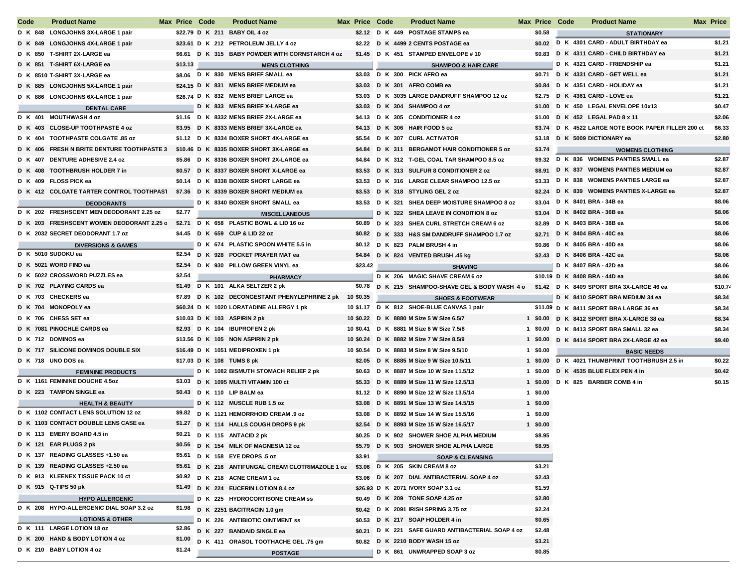| Code | Product Name | Max | Price |
|---|---|---|---|
| D K 848 | LONGJOHNS 3X-LARGE 1 pair | | $22.79 |
| D K 849 | LONGJOHNS 4X-LARGE 1 pair | | $23.61 |
| D K 850 | T-SHIRT 2X-LARGE ea | | $6.61 |
| D K 851 | T-SHIRT 6X-LARGE ea | | $13.13 |
| D K 8510 | T-SHIRT 3X-LARGE ea | | $8.06 |
| D K 885 | LONGJOHNS 5X-LARGE 1 pair | | $24.15 |
| D K 886 | LONGJOHNS 6X-LARGE 1 pair | | $26.74 |
| | **DENTAL CARE** | | |
| D K 401 | MOUTHWASH 4 oz | | $1.16 |
| D K 403 | CLOSE-UP TOOTHPASTE 4 oz | | $3.95 |
| D K 404 | TOOTHPASTE COLGATE .85 oz | | $1.12 |
| D K 406 | FRESH N BRITE DENTURE TOOTHPASTE 3 | | $10.46 |
| D K 407 | DENTURE ADHESIVE 2.4 oz | | $5.86 |
| D K 408 | TOOTHBRUSH HOLDER 7 in | | $0.57 |
| D K 409 | FLOSS PICK ea | | $0.14 |
| D K 412 | COLGATE TARTER CONTROL TOOTHPAST | | $7.36 |
| | **DEODORANTS** | | |
| D K 202 | FRESHSCENT MEN DEODORANT 2.25 oz | | $2.77 |
| D K 203 | FRESHSCENT WOMEN DEODORANT 2.25 o | | $2.71 |
| D K 2032 | SECRET DEODORANT 1.7 oz | | $4.45 |
| | **DIVERSIONS & GAMES** | | |
| D K 5010 | SUDOKU ea | | $2.54 |
| D K 5021 | WORD FIND ea | | $2.54 |
| D K 5022 | CROSSWORD PUZZLES ea | | $2.54 |
| D K 702 | PLAYING CARDS ea | | $1.49 |
| D K 703 | CHECKERS ea | | $7.89 |
| D K 704 | MONOPOLY ea | | $60.24 |
| D K 706 | CHESS SET ea | | $10.03 |
| D K 7081 | PINOCHLE CARDS ea | | $2.93 |
| D K 712 | DOMINOS ea | | $13.56 |
| D K 717 | SILICONE DOMINOS DOUBLE SIX | | $16.49 |
| D K 718 | UNO DOS ea | | $17.03 |
| | **FEMININE PRODUCTS** | | |
| D K 1161 | FEMININE DOUCHE 4.5oz | | $3.03 |
| D K 223 | TAMPON SINGLE ea | | $0.43 |
| | **HEALTH & BEAUTY** | | |
| D K 1102 | CONTACT LENS SOLUTION 12 oz | | $9.82 |
| D K 1103 | CONTACT DOUBLE LENS CASE ea | | $1.27 |
| D K 113 | EMERY BOARD 4.5 in | | $0.21 |
| D K 121 | EAR PLUGS 2 pk | | $0.56 |
| D K 137 | READING GLASSES +1.50 ea | | $5.61 |
| D K 139 | READING GLASSES +2.50 ea | | $5.61 |
| D K 913 | KLEENEX TISSUE PACK 10 ct | | $0.92 |
| D K 915 | Q-TIPS 50 pk | | $1.49 |
| | **HYPO ALLERGENIC** | | |
| D K 208 | HYPO-ALLERGENIC DIAL SOAP 3.2 oz | | $1.98 |
| | **LOTIONS & OTHER** | | |
| D K 111 | LARGE LOTION 18 oz | | $2.86 |
| D K 200 | HAND & BODY LOTION 4 oz | | $1.00 |
| D K 210 | BABY LOTION 4 oz | | $1.24 |
| D K 211 | BABY OIL 4 oz | | $2.12 |
| D K 212 | PETROLEUM JELLY 4 oz | | $2.22 |
| D K 315 | BABY POWDER WITH CORNSTARCH 4 oz | | $1.45 |
| | **MENS CLOTHING** | | |
| D K 830 | MENS BRIEF SMALL ea | | $3.03 |
| D K 831 | MENS BRIEF MEDIUM ea | | $3.03 |
| D K 832 | MENS BRIEF LARGE ea | | $3.03 |
| D K 833 | MENS BRIEF X-LARGE ea | | $3.03 |
| D K 8332 | MENS BRIEF 2X-LARGE ea | | $4.13 |
| D K 8333 | MENS BRIEF 3X-LARGE ea | | $4.13 |
| D K 8334 | BOXER SHORT 4X-LARGE ea | | $5.54 |
| D K 8335 | BOXER SHORT 3X-LARGE ea | | $4.84 |
| D K 8336 | BOXER SHORT 2X-LARGE ea | | $4.84 |
| D K 8337 | BOXER SHORT X-LARGE ea | | $3.53 |
| D K 8338 | BOXER SHORT LARGE ea | | $3.53 |
| D K 8339 | BOXER SHORT MEDIUM ea | | $3.53 |
| D K 8340 | BOXER SHORT SMALL ea | | $3.53 |
| | **MISCELLANEOUS** | | |
| D K 658 | PLASTIC BOWL & LID 16 oz | | $0.89 |
| D K 659 | CUP & LID 22 oz | | $0.82 |
| D K 674 | PLASTIC SPOON WHITE 5.5 in | | $0.12 |
| D K 928 | POCKET PRAYER MAT ea | | $4.84 |
| D K 930 | PILLOW GREEN VINYL ea | | $23.42 |
| | **PHARMACY** | | |
| D K 101 | ALKA SELTZER 2 pk | | $0.78 |
| D K 102 | DECONGESTANT PHENYLEPHRINE 2 pk | 10 | $0.35 |
| D K 1020 | LORATADINE ALLERGY 1 pk | 10 | $1.17 |
| D K 103 | ASPIRIN 2 pk | 10 | $0.22 |
| D K 104 | IBUPROFEN 2 pk | 10 | $0.41 |
| D K 105 | NON ASPIRIN 2 pk | 10 | $0.24 |
| D K 1051 | MEDIPROXEN 1 pk | 10 | $0.54 |
| D K 108 | TUMS 8 pk | | $2.05 |
| D K 1082 | BISMUTH STOMACH RELIEF 2 pk | | $0.63 |
| D K 1095 | MULTI VITAMIN 100 ct | | $5.33 |
| D K 110 | LIP BALM ea | | $1.12 |
| D K 112 | MUSCLE RUB 1.5 oz | | $3.08 |
| D K 1121 | HEMORRHOID CREAM .9 oz | | $3.08 |
| D K 114 | HALLS COUGH DROPS 9 pk | | $2.54 |
| D K 115 | ANTACID 2 pk | | $0.25 |
| D K 154 | MILK OF MAGNESIA 12 oz | | $5.79 |
| D K 158 | EYE DROPS .5 oz | | $3.91 |
| D K 216 | ANTIFUNGAL CREAM CLOTRIMAZOLE 1 oz | | $3.06 |
| D K 218 | ACNE CREAM 1 oz | | $3.06 |
| D K 224 | EUCERIN LOTION 8.4 oz | | $26.93 |
| D K 225 | HYDROCORTISONE CREAM ss | | $0.49 |
| D K 2251 | BACITRACIN 1.0 gm | | $0.42 |
| D K 226 | ANTIBIOTIC OINTMENT ss | | $0.53 |
| D K 227 | BANDAID SINGLE ea | | $0.21 |
| D K 411 | ORASOL TOOTHACHE GEL .75 gm | | $0.82 |
| | **POSTAGE** | | |
| D K 449 | POSTAGE STAMPS ea | | $0.58 |
| D K 4499 | 2 CENTS POSTAGE ea | | $0.02 |
| D K 451 | STAMPED ENVELOPE # 10 | | $0.83 |
| | **SHAMPOO & HAIR CARE** | | |
| D K 300 | PICK AFRO ea | | $0.71 |
| D K 301 | AFRO COMB ea | | $0.84 |
| D K 3035 | LARGE DANDRUFF SHAMPOO 12 oz | | $2.75 |
| D K 304 | SHAMPOO 4 oz | | $1.00 |
| D K 305 | CONDITIONER 4 oz | | $1.00 |
| D K 306 | HAIR FOOD 5 oz | | $3.74 |
| D K 307 | CURL ACTIVATOR | | $3.18 |
| D K 311 | BERGAMOT HAIR CONDITIONER 5 oz | | $3.74 |
| D K 312 | T-GEL COAL TAR SHAMPOO 8.5 oz | | $9.32 |
| D K 313 | SULFUR 8 CONDITIONER 2 oz | | $8.91 |
| D K 316 | LARGE CLEAR SHAMPOO 12.5 oz | | $3.33 |
| D K 318 | STYLING GEL 2 oz | | $2.24 |
| D K 321 | SHEA DEEP MOISTURE SHAMPOO 8 oz | | $3.04 |
| D K 322 | SHEA LEAVE IN CONDITION 8 oz | | $3.04 |
| D K 323 | SHEA CURL STRETCH CREAM 6 oz | | $2.89 |
| D K 333 | H&S SM DANDRUFF SHAMPOO 1.7 oz | | $2.71 |
| D K 823 | PALM BRUSH 4 in | | $0.86 |
| D K 824 | VENTED BRUSH .45 kg | | $2.43 |
| | **SHAVING** | | |
| D K 206 | MAGIC SHAVE CREAM 6 oz | | $10.19 |
| D K 215 | SHAMPOO-SHAVE GEL & BODY WASH 4 o | | $1.42 |
| | **SHOES & FOOTWEAR** | | |
| D K 812 | SHOE-BLUE CANVAS 1 pair | | $11.09 |
| D K 8880 | M Size 5 W Size 6.5/7 | 1 | $0.00 |
| D K 8881 | M Size 6 W Size 7.5/8 | 1 | $0.00 |
| D K 8882 | M Size 7 W Size 8.5/9 | 1 | $0.00 |
| D K 8883 | M Size 8 W Size 9.5/10 | 1 | $0.00 |
| D K 8885 | M Size 9 W Size 10.5/11 | 1 | $0.00 |
| D K 8887 | M Size 10 W Size 11.5/12 | 1 | $0.00 |
| D K 8889 | M Size 11 W Size 12.5/13 | 1 | $0.00 |
| D K 8890 | M Size 12 W Size 13.5/14 | 1 | $0.00 |
| D K 8891 | M Size 13 W Size 14.5/15 | 1 | $0.00 |
| D K 8892 | M Size 14 W Size 15.5/16 | 1 | $0.00 |
| D K 8893 | M Size 15 W Size 16.5/17 | 1 | $0.00 |
| D K 902 | SHOWER SHOE ALPHA MEDIUM | | $8.95 |
| D K 903 | SHOWER SHOE ALPHA LARGE | | $8.95 |
| | **SOAP & CLEANSING** | | |
| D K 205 | SKIN CREAM 8 oz | | $3.21 |
| D K 207 | DIAL ANTIBACTERIAL SOAP 4 oz | | $2.43 |
| D K 2071 | IVORY SOAP 3.1 oz | | $1.59 |
| D K 209 | TONE SOAP 4.25 oz | | $2.80 |
| D K 2091 | IRISH SPRING 3.75 oz | | $2.24 |
| D K 217 | SOAP HOLDER 4 in | | $0.65 |
| D K 221 | SAFE GUARD ANTIBACTERIAL SOAP 4 oz | | $2.48 |
| D K 2210 | BODY WASH 15 oz | | $3.21 |
| D K 861 | UNWRAPPED SOAP 3 oz | | $0.85 |
| | **STATIONARY** | | |
| D K 4301 | CARD - ADULT BIRTHDAY ea | | $1.21 |
| D K 4311 | CARD - CHILD BIRTHDAY ea | | $1.21 |
| D K 4321 | CARD - FRIENDSHIP ea | | $1.21 |
| D K 4331 | CARD - GET WELL ea | | $1.21 |
| D K 4351 | CARD - HOLIDAY ea | | $1.21 |
| D K 4361 | CARD - LOVE ea | | $1.21 |
| D K 450 | LEGAL ENVELOPE 10x13 | | $0.47 |
| D K 452 | LEGAL PAD 8 x 11 | | $2.06 |
| D K 4522 | LARGE NOTE BOOK PAPER FILLER 200 ct | | $6.33 |
| D K 5009 | DICTIONARY ea | | $2.80 |
| | **WOMENS CLOTHING** | | |
| D K 836 | WOMENS PANTIES SMALL ea | | $2.87 |
| D K 837 | WOMENS PANTIES MEDIUM ea | | $2.87 |
| D K 838 | WOMENS PANTIES LARGE ea | | $2.87 |
| D K 839 | WOMENS PANTIES X-LARGE ea | | $2.87 |
| D K 8401 | BRA - 34B ea | | $8.06 |
| D K 8402 | BRA - 36B ea | | $8.06 |
| D K 8403 | BRA - 38B ea | | $8.06 |
| D K 8404 | BRA - 40C ea | | $8.06 |
| D K 8405 | BRA - 40D ea | | $8.06 |
| D K 8406 | BRA - 42C ea | | $8.06 |
| D K 8407 | BRA - 42D ea | | $8.06 |
| D K 8408 | BRA - 44D ea | | $8.06 |
| D K 8409 | SPORT BRA 3X-LARGE 46 ea | | $10.74 |
| D K 8410 | SPORT BRA MEDIUM 34 ea | | $8.34 |
| D K 8411 | SPORT BRA LARGE 36 ea | | $8.34 |
| D K 8412 | SPORT BRA X-LARGE 38 ea | | $8.34 |
| D K 8413 | SPORT BRA SMALL 32 ea | | $8.34 |
| D K 8414 | SPORT BRA 2X-LARGE 42 ea | | $9.40 |
| | **BASIC NEEDS** | | |
| D K 4021 | THUMBPRINT TOOTHBRUSH 2.5 in | | $0.22 |
| D K 4535 | BLUE FLEX PEN 4 in | | $0.42 |
| D K 825 | BARBER COMB 4 in | | $0.15 |